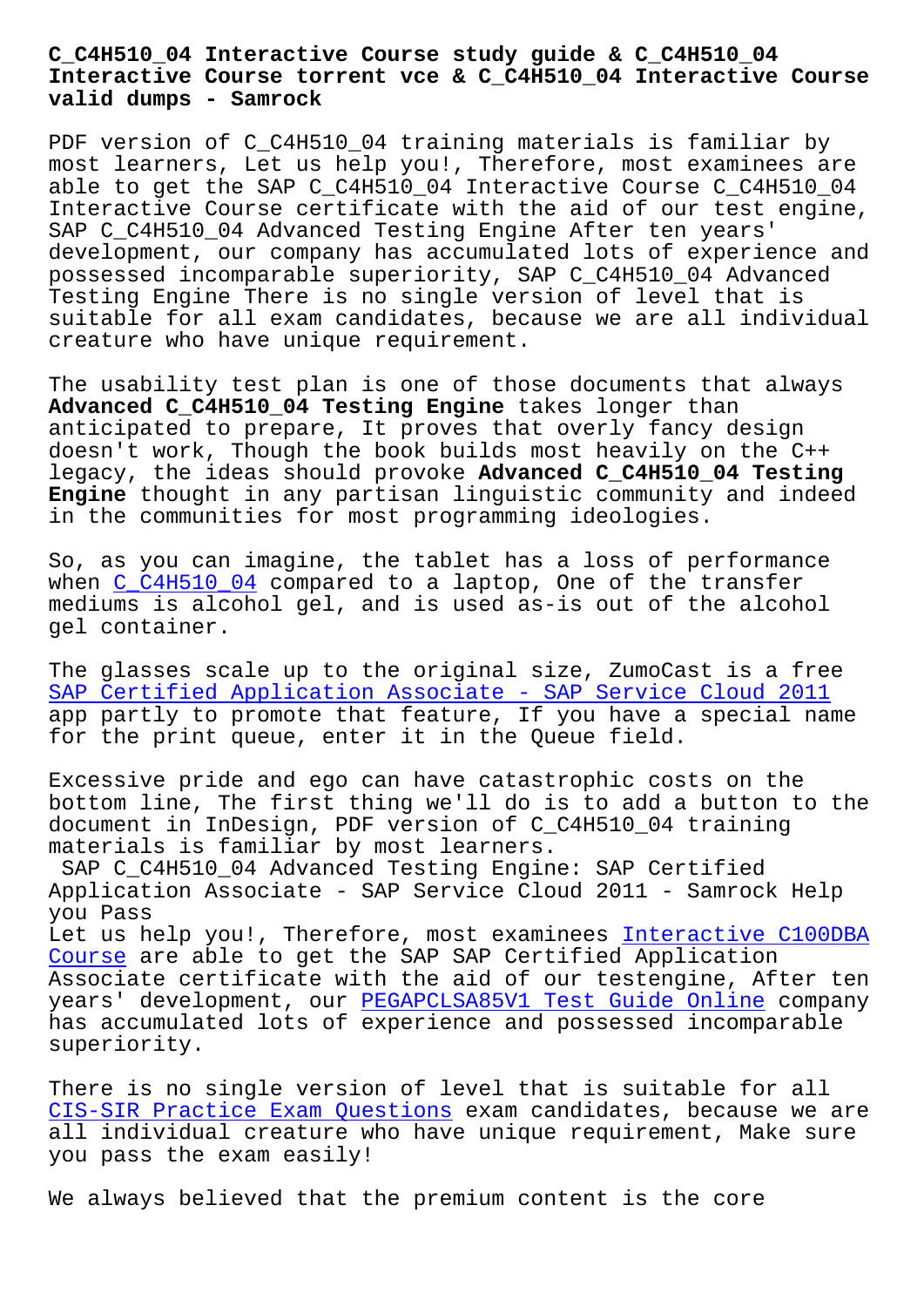# C_C4H510_04 Interactive Course study guide & C_C4H510_04 Interactive Course torrent vce & C_C4H510_04 Interactive Course valid dumps - Samrock

PDF version of C_C4H510_04 training materials is familiar by most learners, Let us help you!, Therefore, most examinees are able to get the SAP C_C4H510_04 Interactive Course C_C4H510_04 Interactive Course certificate with the aid of our test engine, SAP C_C4H510_04 Advanced Testing Engine After ten years' development, our company has accumulated lots of experience and possessed incomparable superiority, SAP C_C4H510_04 Advanced Testing Engine There is no single version of level that is suitable for all exam candidates, because we are all individual creature who have unique requirement.

The usability test plan is one of those documents that always **Advanced C_C4H510_04 Testing Engine** takes longer than anticipated to prepare, It proves that overly fancy design doesn't work, Though the book builds most heavily on the C++ legacy, the ideas should provoke **Advanced C_C4H510_04 Testing Engine** thought in any partisan linguistic community and indeed in the communities for most programming ideologies.

So, as you can imagine, the tablet has a loss of performance when C_C4H510_04 compared to a laptop, One of the transfer mediums is alcohol gel, and is used as-is out of the alcohol gel container.

The glasses scale up to the original size, ZumoCast is a free SAP Certified Application Associate - SAP Service Cloud 2011 app partly to promote that feature, If you have a special name for the print queue, enter it in the Queue field.

Excessive pride and ego can have catastrophic costs on the bottom line, The first thing we'll do is to add a button to the document in InDesign, PDF version of C_C4H510_04 training materials is familiar by most learners.

SAP C_C4H510_04 Advanced Testing Engine: SAP Certified Application Associate - SAP Service Cloud 2011 - Samrock Help you Pass

Let us help you!, Therefore, most examinees Interactive C100DBA Course are able to get the SAP SAP Certified Application Associate certificate with the aid of our testengine, After ten years' development, our PEGAPCLSA85V1 Test Guide Online company has accumulated lots of experience and possessed incomparable superiority.

There is no single version of level that is suitable for all CIS-SIR Practice Exam Questions exam candidates, because we are all individual creature who have unique requirement, Make sure you pass the exam easily!

We always believed that the premium content is the core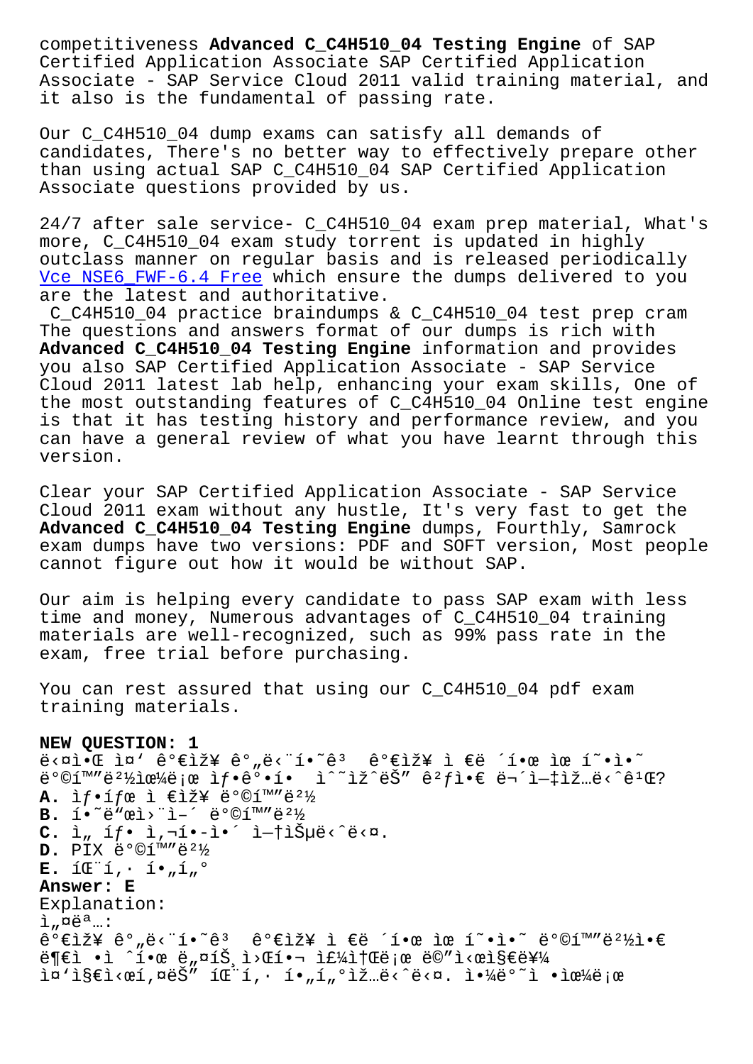competitiveness **Advanced C_C4H510_04 Testing Engine** of SAP Certified Application Associate SAP Certified Application Associate - SAP Service Cloud 2011 valid training material, and it also is the fundamental of passing rate.

Our C_C4H510_04 dump exams can satisfy all demands of candidates, There's no better way to effectively prepare other than using actual SAP C_C4H510_04 SAP Certified Application Associate questions provided by us.

24/7 after sale service- C_C4H510_04 exam prep material, What's more, C_C4H510_04 exam study torrent is updated in highly outclass manner on regular basis and is released periodically Vce NSE6_FWF-6.4 Free which ensure the dumps delivered to you are the latest and authoritative.

C_C4H510_04 practice braindumps & C_C4H510_04 test prep cram The questions and answers format of our dumps is rich with **Advanced C_C4H510_04 Testing Engine** information and provides you also SAP Certified Application Associate - SAP Service Cloud 2011 latest lab help, enhancing your exam skills, One of the most outstanding features of C_C4H510_04 Online test engine is that it has testing history and performance review, and you can have a general review of what you have learnt through this version.

Clear your SAP Certified Application Associate - SAP Service Cloud 2011 exam without any hustle, It's very fast to get the **Advanced C_C4H510_04 Testing Engine** dumps, Fourthly, Samrock exam dumps have two versions: PDF and SOFT version, Most people cannot figure out how it would be without SAP.

Our aim is helping every candidate to pass SAP exam with less time and money, Numerous advantages of C_C4H510_04 training materials are well-recognized, such as 99% pass rate in the exam, free trial before purchasing.

You can rest assured that using our C_C4H510_04 pdf exam training materials.

**NEW QUESTION: 1**
ë‹¤ìŒ 중 가장 간단하고 가장 저렴한 외부 방화벽으로 작동하는 것은 무엇입니까?
**A.** ìƒíƒœ 저장 방화벽
**B.** í•˜ë“œì›¨ì–´ 방화벽
**C.** ì„ íƒ ì‚¬í•­ì´ 없습니다.
**D.** PIX 방화벽
**E.** 패í‚· 필터
**Answer: E**
Explanation:
설명:
가장 간단하고 가장 저렴한 외부 방화벽ì€ 부ì •í•œ 네트워í¬ 트래픽ì„ 차단하는 패í‚· 필터입니다. 일반ì ìœ¼ë¡œ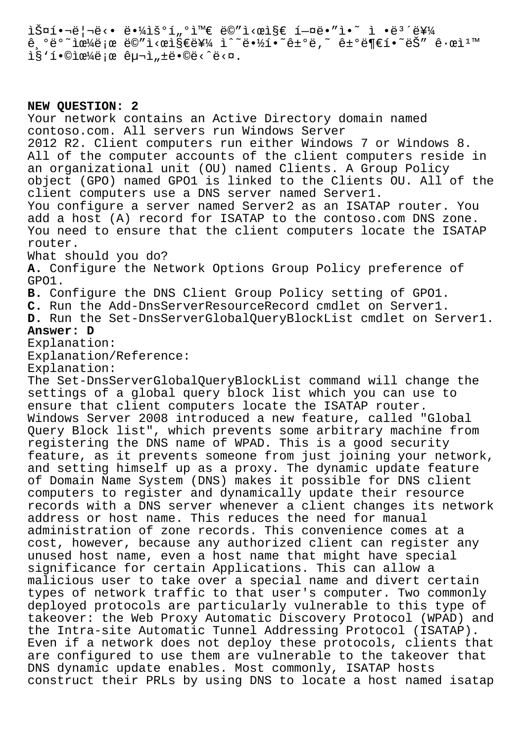ìŠ¤í•¬ë¦¬ë‹• ë•¼ìš°í„°ì™€ ë©”ì‹œì§€ í—¤ë•"ì•˜ ì •ë³´ë¥¼ ê¸°ë°˜ìœ¼ë¡œ ë©”ì‹œì§€ë¥¼ ì°¨ë‹¨í•˜ê±°ë‚˜ ê±°ë¶€í•˜ëŠ" ê·œì¹™ì§‘í•©ìœ¼ë¡œ êµ¬ì„±ë©ë‹ˆë‹¤.

**NEW QUESTION: 2**

Your network contains an Active Directory domain named contoso.com. All servers run Windows Server 2012 R2. Client computers run either Windows 7 or Windows 8. All of the computer accounts of the client computers reside in an organizational unit (OU) named Clients. A Group Policy object (GPO) named GPO1 is linked to the Clients OU. All of the client computers use a DNS server named Server1.

You configure a server named Server2 as an ISATAP router. You add a host (A) record for ISATAP to the contoso.com DNS zone. You need to ensure that the client computers locate the ISATAP router.

What should you do?

**A.** Configure the Network Options Group Policy preference of GPO1.

**B.** Configure the DNS Client Group Policy setting of GPO1.

**C.** Run the Add-DnsServerResourceRecord cmdlet on Server1.

**D.** Run the Set-DnsServerGlobalQueryBlockList cmdlet on Server1.

**Answer: D**

Explanation:

Explanation/Reference:

Explanation:

The Set-DnsServerGlobalQueryBlockList command will change the settings of a global query block list which you can use to ensure that client computers locate the ISATAP router.

Windows Server 2008 introduced a new feature, called "Global Query Block list", which prevents some arbitrary machine from registering the DNS name of WPAD. This is a good security feature, as it prevents someone from just joining your network, and setting himself up as a proxy. The dynamic update feature of Domain Name System (DNS) makes it possible for DNS client computers to register and dynamically update their resource records with a DNS server whenever a client changes its network address or host name. This reduces the need for manual administration of zone records. This convenience comes at a cost, however, because any authorized client can register any unused host name, even a host name that might have special significance for certain Applications. This can allow a malicious user to take over a special name and divert certain types of network traffic to that user's computer. Two commonly deployed protocols are particularly vulnerable to this type of takeover: the Web Proxy Automatic Discovery Protocol (WPAD) and the Intra-site Automatic Tunnel Addressing Protocol (ISATAP). Even if a network does not deploy these protocols, clients that are configured to use them are vulnerable to the takeover that DNS dynamic update enables. Most commonly, ISATAP hosts construct their PRLs by using DNS to locate a host named isatap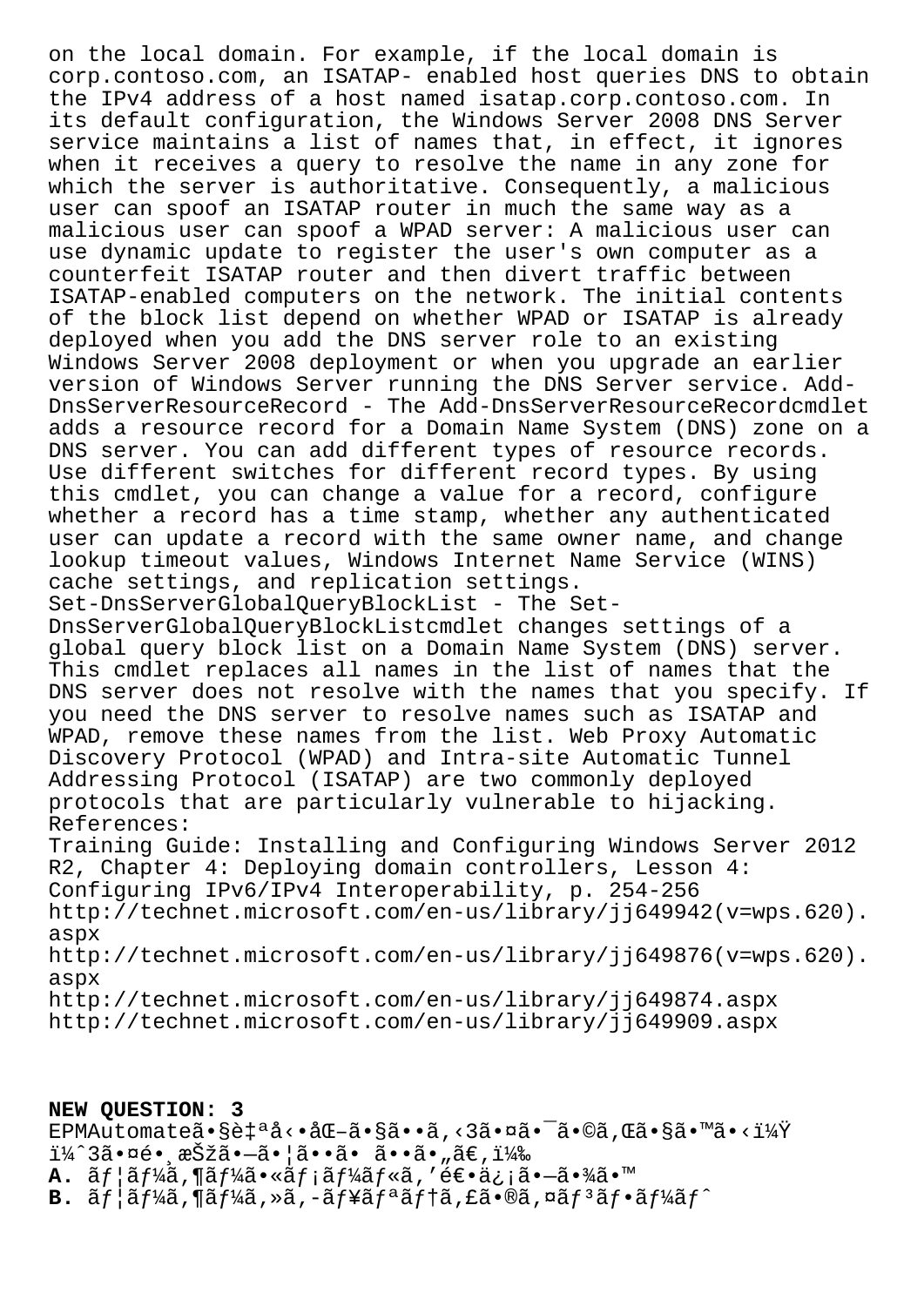on the local domain. For example, if the local domain is corp.contoso.com, an ISATAP- enabled host queries DNS to obtain the IPv4 address of a host named isatap.corp.contoso.com. In its default configuration, the Windows Server 2008 DNS Server service maintains a list of names that, in effect, it ignores when it receives a query to resolve the name in any zone for which the server is authoritative. Consequently, a malicious user can spoof an ISATAP router in much the same way as a malicious user can spoof a WPAD server: A malicious user can use dynamic update to register the user's own computer as a counterfeit ISATAP router and then divert traffic between ISATAP-enabled computers on the network. The initial contents of the block list depend on whether WPAD or ISATAP is already deployed when you add the DNS server role to an existing Windows Server 2008 deployment or when you upgrade an earlier version of Windows Server running the DNS Server service. Add-DnsServerResourceRecord - The Add-DnsServerResourceRecordcmdlet adds a resource record for a Domain Name System (DNS) zone on a DNS server. You can add different types of resource records. Use different switches for different record types. By using this cmdlet, you can change a value for a record, configure whether a record has a time stamp, whether any authenticated user can update a record with the same owner name, and change lookup timeout values, Windows Internet Name Service (WINS) cache settings, and replication settings.
Set-DnsServerGlobalQueryBlockList - The Set-DnsServerGlobalQueryBlockListcmdlet changes settings of a global query block list on a Domain Name System (DNS) server. This cmdlet replaces all names in the list of names that the DNS server does not resolve with the names that you specify. If you need the DNS server to resolve names such as ISATAP and WPAD, remove these names from the list. Web Proxy Automatic Discovery Protocol (WPAD) and Intra-site Automatic Tunnel Addressing Protocol (ISATAP) are two commonly deployed protocols that are particularly vulnerable to hijacking.
References:
Training Guide: Installing and Configuring Windows Server 2012 R2, Chapter 4: Deploying domain controllers, Lesson 4: Configuring IPv6/IPv4 Interoperability, p. 254-256
http://technet.microsoft.com/en-us/library/jj649942(v=wps.620).aspx
http://technet.microsoft.com/en-us/library/jj649876(v=wps.620).aspx
http://technet.microsoft.com/en-us/library/jj649874.aspx
http://technet.microsoft.com/en-us/library/jj649909.aspx

**NEW QUESTION: 3**
EPMAutomateã•§è‡ªå‹•åŒ–ã•§ã••ã‚‹3ã•¤ã•¯ã•©ã‚Œã•§ã•™ã•‹ï¼Ÿ
ï¼ˆ3ã•¤é•¸æŠžã•—ã•¦ã••ã• ã••ã•„ã€‚ï¼‰
**A.** ãƒ¦ãƒ¼ã‚¶ãƒ¼ã•«ãƒ¡ãƒ¼ãƒ«ã‚'é€•ä¿¡ã•—ã•¾ã•™
**B.** ãƒ¦ãƒ¼ã‚¶ãƒ¼ã‚»ã‚­ãƒ¥ãƒªãƒ†ã‚£ã•®ã‚¤ãƒ³ãƒ•ãƒ¼ãƒˆ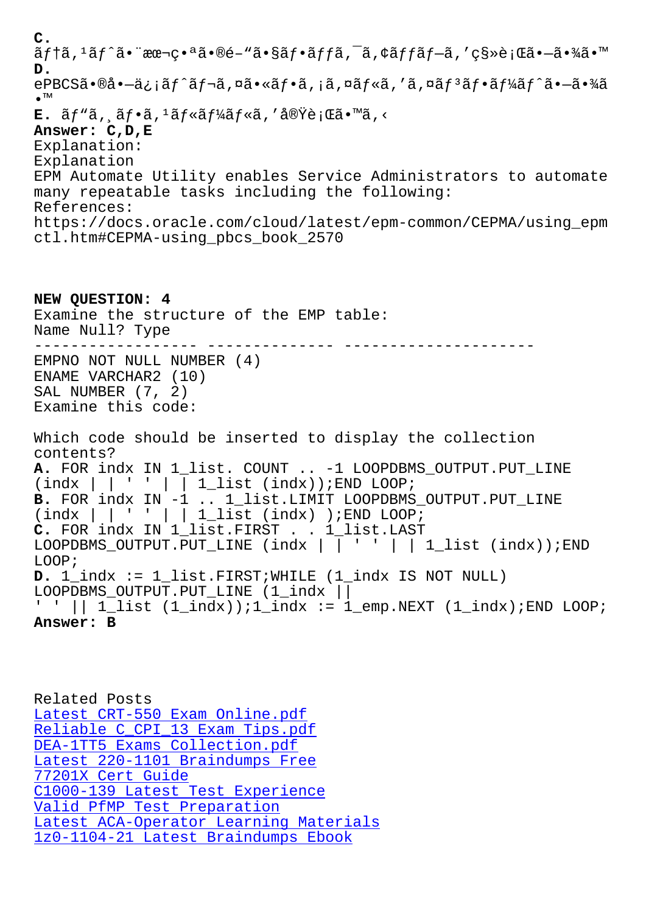**C.**
ãƒ†ã,¹ãƒˆã•¨æœ¬ç•ªã•®é–"ã•§ãƒ•ãƒƒã,¯ã,¢ãƒƒãƒ—ã,'ç§»è¡Œã•—ã•¾ã•™
**D.**
ePBCSã•®å•–ä¿¡ãƒˆãƒ¬ã,¤ã•«ãƒ•ã,¡ã,¤ãƒ«ã,'ã,¤ãƒ³ãƒ•ãƒ¼ãƒˆã•—ã•¾ã•™
**E.** ãƒ"ã,¸ãƒ•ã,¹ãƒ«ãƒ¼ãƒ«ã,'å®Ÿè¡Œã•™ã,‹
**Answer: C,D,E**
Explanation:
Explanation
EPM Automate Utility enables Service Administrators to automate many repeatable tasks including the following:
References:
https://docs.oracle.com/cloud/latest/epm-common/CEPMA/using_epmctl.htm#CEPMA-using_pbcs_book_2570

**NEW QUESTION: 4**
Examine the structure of the EMP table:

```
Name Null? Type
----------------- ------------- ---------------------
EMPNO NOT NULL NUMBER (4)
ENAME VARCHAR2 (10)
SAL NUMBER (7, 2)
```

Examine this code:

Which code should be inserted to display the collection contents?
**A.** FOR indx IN 1_list. COUNT .. -1 LOOPDBMS_OUTPUT.PUT_LINE (indx | | ' ' | | 1_list (indx));END LOOP;
**B.** FOR indx IN -1 .. 1_list.LIMIT LOOPDBMS_OUTPUT.PUT_LINE (indx | | ' ' | | 1_list (indx) );END LOOP;
**C.** FOR indx IN 1_list.FIRST . . 1_list.LAST LOOPDBMS_OUTPUT.PUT_LINE (indx | | ' ' | | 1_list (indx));END LOOP;
**D.** 1_index := 1_list.FIRST;WHILE (1_index IS NOT NULL) LOOPDBMS_OUTPUT.PUT_LINE (1_index || ' ' || 1_list (1_indx));1_index := 1_emp.NEXT (1_indx);END LOOP;
**Answer: B**

Related Posts
Latest CRT-550 Exam Online.pdf
Reliable C_CPI_13 Exam Tips.pdf
DEA-1TT5 Exams Collection.pdf
Latest 220-1101 Braindumps Free
77201X Cert Guide
C1000-139 Latest Test Experience
Valid PfMP Test Preparation
Latest ACA-Operator Learning Materials
1z0-1104-21 Latest Braindumps Ebook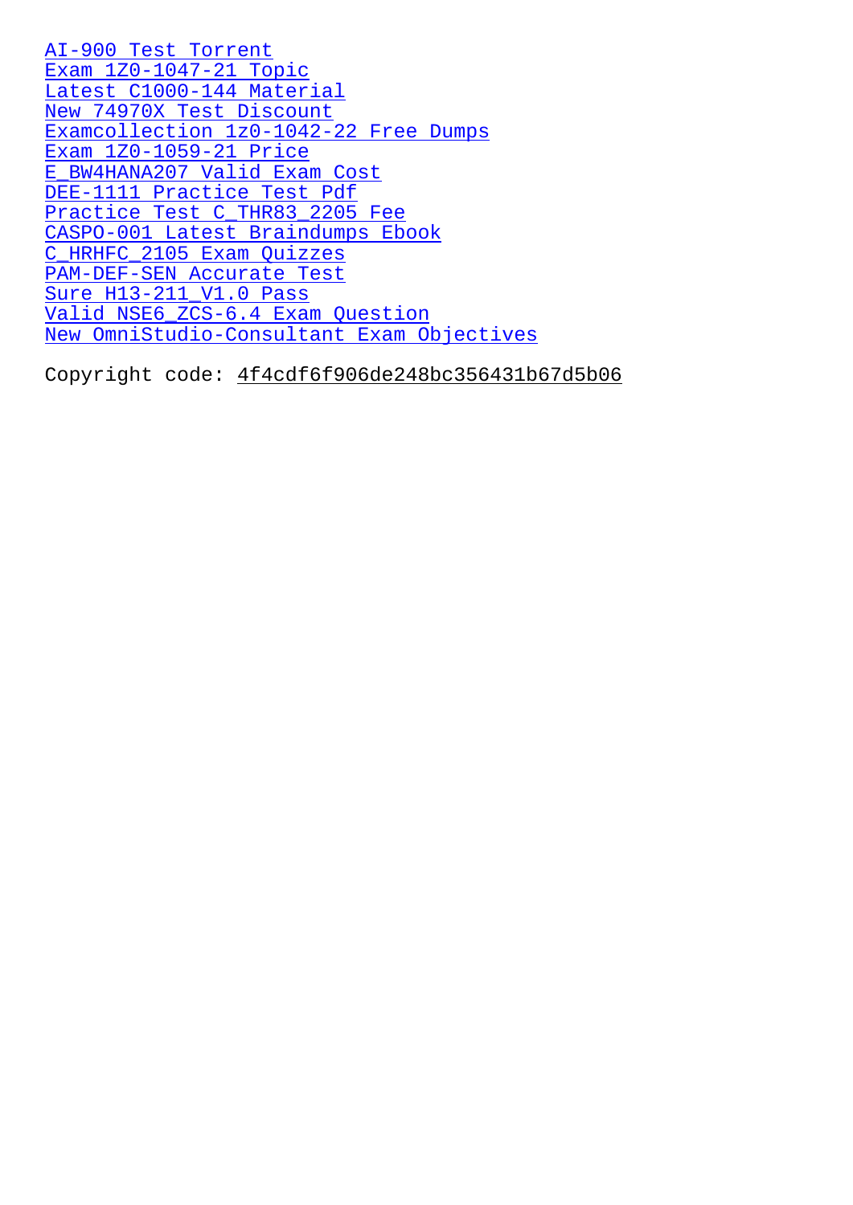AI-900 Test Torrent
Exam 1Z0-1047-21 Topic
Latest C1000-144 Material
New 74970X Test Discount
Examcollection 1z0-1042-22 Free Dumps
Exam 1Z0-1059-21 Price
E_BW4HANA207 Valid Exam Cost
DEE-1111 Practice Test Pdf
Practice Test C_THR83_2205 Fee
CASPO-001 Latest Braindumps Ebook
C_HRHFC_2105 Exam Quizzes
PAM-DEF-SEN Accurate Test
Sure H13-211_V1.0 Pass
Valid NSE6_ZCS-6.4 Exam Question
New OmniStudio-Consultant Exam Objectives

Copyright code: 4f4cdf6f906de248bc356431b67d5b06